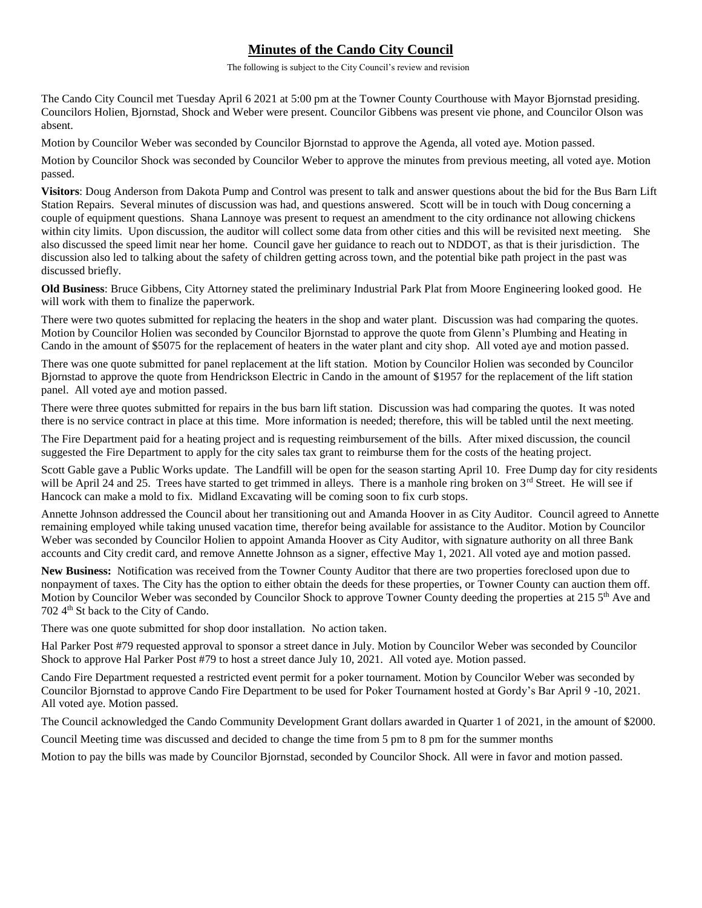# Minutes of the Cando City Council

The following is subject to the City Council's review and revision

The Cando City Council met Tuesday April 6 2021 at 5:00 pm at the Towner County Courthouse with Mayor Bjornstad presiding. Councilors Holien, Bjornstad, Shock and Weber were present. Councilor Gibbens was present vie phone, and Councilor Olson was absent.

Motion by Councilor Weber was seconded by Councilor Bjornstad to approve the Agenda, all voted aye. Motion passed.

Motion by Councilor Shock was seconded by Councilor Weber to approve the minutes from previous meeting, all voted aye. Motion passed.

**Visitors**: Doug Anderson from Dakota Pump and Control was present to talk and answer questions about the bid for the Bus Barn Lift Station Repairs. Several minutes of discussion was had, and questions answered. Scott will be in touch with Doug concerning a couple of equipment questions. Shana Lannoye was present to request an amendment to the city ordinance not allowing chickens within city limits. Upon discussion, the auditor will collect some data from other cities and this will be revisited next meeting. She also discussed the speed limit near her home. Council gave her guidance to reach out to NDDOT, as that is their jurisdiction. The discussion also led to talking about the safety of children getting across town, and the potential bike path project in the past was discussed briefly.

**Old Business**: Bruce Gibbens, City Attorney stated the preliminary Industrial Park Plat from Moore Engineering looked good. He will work with them to finalize the paperwork.

There were two quotes submitted for replacing the heaters in the shop and water plant. Discussion was had comparing the quotes. Motion by Councilor Holien was seconded by Councilor Bjornstad to approve the quote from Glenn's Plumbing and Heating in Cando in the amount of $5075 for the replacement of heaters in the water plant and city shop. All voted aye and motion passed.

There was one quote submitted for panel replacement at the lift station. Motion by Councilor Holien was seconded by Councilor Bjornstad to approve the quote from Hendrickson Electric in Cando in the amount of $1957 for the replacement of the lift station panel. All voted aye and motion passed.

There were three quotes submitted for repairs in the bus barn lift station. Discussion was had comparing the quotes. It was noted there is no service contract in place at this time. More information is needed; therefore, this will be tabled until the next meeting.

The Fire Department paid for a heating project and is requesting reimbursement of the bills. After mixed discussion, the council suggested the Fire Department to apply for the city sales tax grant to reimburse them for the costs of the heating project.

Scott Gable gave a Public Works update. The Landfill will be open for the season starting April 10. Free Dump day for city residents will be April 24 and 25. Trees have started to get trimmed in alleys. There is a manhole ring broken on 3rd Street. He will see if Hancock can make a mold to fix. Midland Excavating will be coming soon to fix curb stops.

Annette Johnson addressed the Council about her transitioning out and Amanda Hoover in as City Auditor. Council agreed to Annette remaining employed while taking unused vacation time, therefor being available for assistance to the Auditor. Motion by Councilor Weber was seconded by Councilor Holien to appoint Amanda Hoover as City Auditor, with signature authority on all three Bank accounts and City credit card, and remove Annette Johnson as a signer, effective May 1, 2021. All voted aye and motion passed.

**New Business:** Notification was received from the Towner County Auditor that there are two properties foreclosed upon due to nonpayment of taxes. The City has the option to either obtain the deeds for these properties, or Towner County can auction them off. Motion by Councilor Weber was seconded by Councilor Shock to approve Towner County deeding the properties at 215 5th Ave and 702 4th St back to the City of Cando.

There was one quote submitted for shop door installation. No action taken.

Hal Parker Post #79 requested approval to sponsor a street dance in July. Motion by Councilor Weber was seconded by Councilor Shock to approve Hal Parker Post #79 to host a street dance July 10, 2021. All voted aye. Motion passed.

Cando Fire Department requested a restricted event permit for a poker tournament. Motion by Councilor Weber was seconded by Councilor Bjornstad to approve Cando Fire Department to be used for Poker Tournament hosted at Gordy's Bar April 9 -10, 2021. All voted aye. Motion passed.

The Council acknowledged the Cando Community Development Grant dollars awarded in Quarter 1 of 2021, in the amount of $2000.

Council Meeting time was discussed and decided to change the time from 5 pm to 8 pm for the summer months

Motion to pay the bills was made by Councilor Bjornstad, seconded by Councilor Shock. All were in favor and motion passed.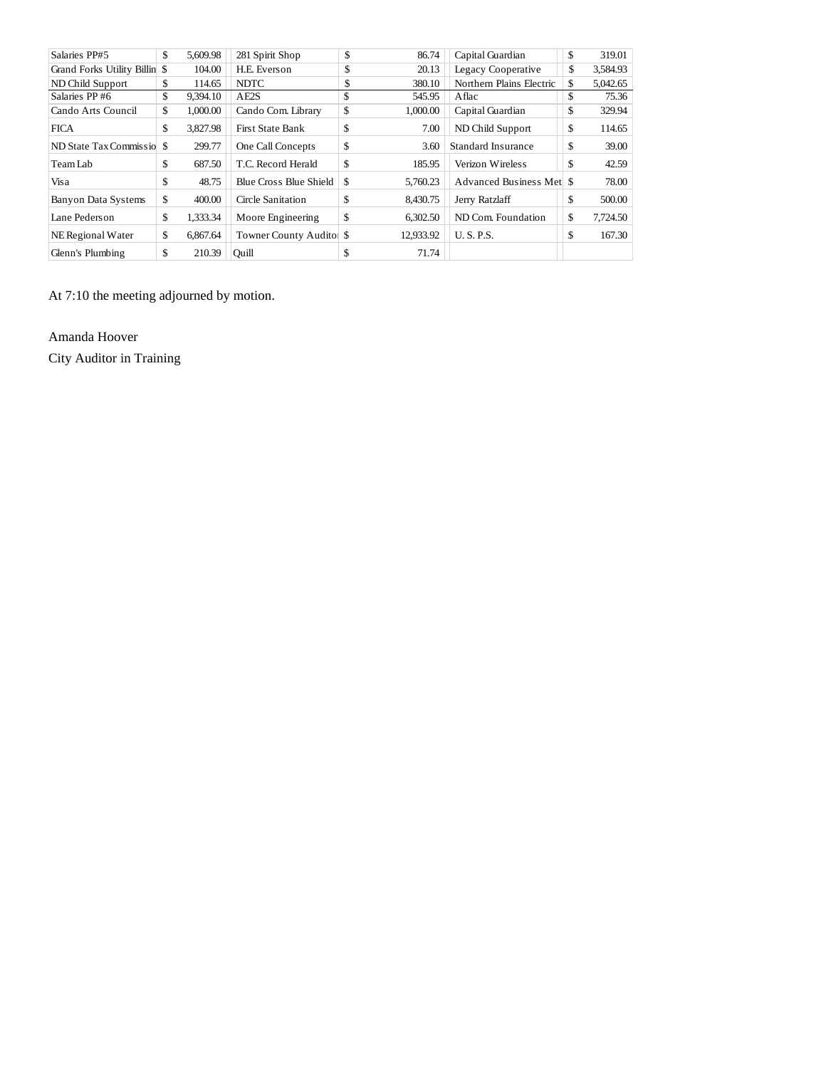| | | | | | | | | |
|---|---|---|---|---|---|---|---|---|
| Salaries PP#5 | $ | 5,609.98 | 281 Spirit Shop | $ | 86.74 | Capital Guardian | $ | 319.01 |
| Grand Forks Utility Billin | $ | 104.00 | H.E. Everson | $ | 20.13 | Legacy Cooperative | $ | 3,584.93 |
| ND Child Support | $ | 114.65 | NDTC | $ | 380.10 | Northern Plains Electric | $ | 5,042.65 |
| Salaries PP #6 | $ | 9,394.10 | AE2S | $ | 545.95 | Aflac | $ | 75.36 |
| Cando Arts Council | $ | 1,000.00 | Cando Com. Library | $ | 1,000.00 | Capital Guardian | $ | 329.94 |
| FICA | $ | 3,827.98 | First State Bank | $ | 7.00 | ND Child Support | $ | 114.65 |
| ND State Tax Commissio | $ | 299.77 | One Call Concepts | $ | 3.60 | Standard Insurance | $ | 39.00 |
| Team Lab | $ | 687.50 | T.C. Record Herald | $ | 185.95 | Verizon Wireless | $ | 42.59 |
| Visa | $ | 48.75 | Blue Cross Blue Shield | $ | 5,760.23 | Advanced Business Met | $ | 78.00 |
| Banyon Data Systems | $ | 400.00 | Circle Sanitation | $ | 8,430.75 | Jerry Ratzlaff | $ | 500.00 |
| Lane Pederson | $ | 1,333.34 | Moore Engineering | $ | 6,302.50 | ND Com. Foundation | $ | 7,724.50 |
| NE Regional Water | $ | 6,867.64 | Towner County Auditor | $ | 12,933.92 | U. S. P.S. | $ | 167.30 |
| Glenn's Plumbing | $ | 210.39 | Quill | $ | 71.74 | | | |

At 7:10 the meeting adjourned by motion.

Amanda Hoover

City Auditor in Training